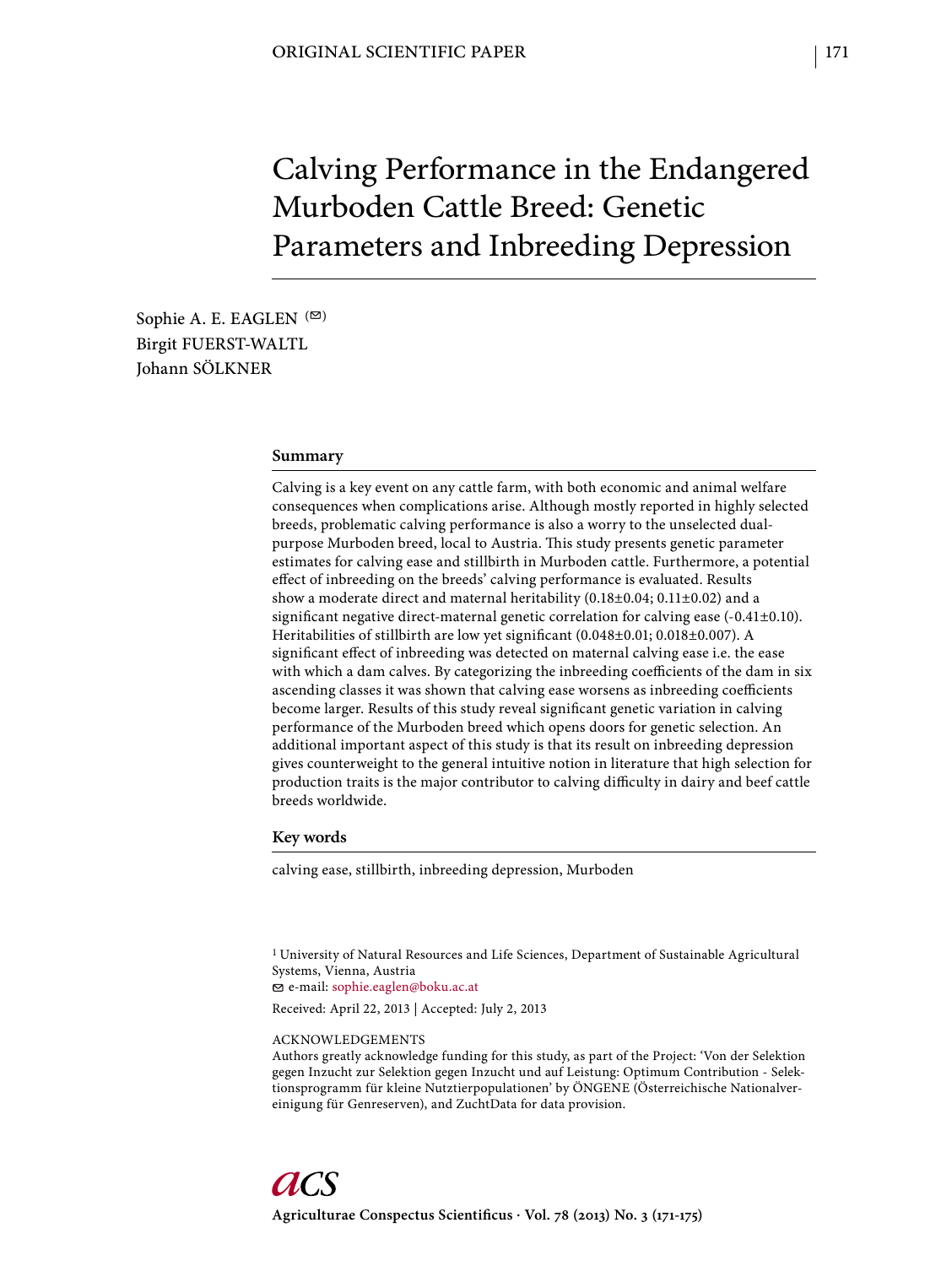ORIGINAL SCIENTIFIC PAPER

# Calving Performance in the Endangered Murboden Cattle Breed: Genetic Parameters and Inbreeding Depression

Sophie A. E. EAGLEN (✉)
Birgit FUERST-WALTL
Johann SÖLKNER

## Summary

Calving is a key event on any cattle farm, with both economic and animal welfare consequences when complications arise. Although mostly reported in highly selected breeds, problematic calving performance is also a worry to the unselected dual-purpose Murboden breed, local to Austria. This study presents genetic parameter estimates for calving ease and stillbirth in Murboden cattle. Furthermore, a potential effect of inbreeding on the breeds' calving performance is evaluated. Results show a moderate direct and maternal heritability (0.18±0.04; 0.11±0.02) and a significant negative direct-maternal genetic correlation for calving ease (-0.41±0.10). Heritabilities of stillbirth are low yet significant (0.048±0.01; 0.018±0.007). A significant effect of inbreeding was detected on maternal calving ease i.e. the ease with which a dam calves. By categorizing the inbreeding coefficients of the dam in six ascending classes it was shown that calving ease worsens as inbreeding coefficients become larger. Results of this study reveal significant genetic variation in calving performance of the Murboden breed which opens doors for genetic selection. An additional important aspect of this study is that its result on inbreeding depression gives counterweight to the general intuitive notion in literature that high selection for production traits is the major contributor to calving difficulty in dairy and beef cattle breeds worldwide.

## Key words

calving ease, stillbirth, inbreeding depression, Murboden

[1] University of Natural Resources and Life Sciences, Department of Sustainable Agricultural Systems, Vienna, Austria
✉ e-mail: sophie.eaglen@boku.ac.at

Received: April 22, 2013 | Accepted: July 2, 2013

ACKNOWLEDGEMENTS
Authors greatly acknowledge funding for this study, as part of the Project: 'Von der Selektion gegen Inzucht zur Selektion gegen Inzucht und auf Leistung: Optimum Contribution - Selektionsprogramm für kleine Nutztierpopulationen' by ÖNGENE (Österreichische Nationalvereinigung für Genreserven), and ZuchtData for data provision.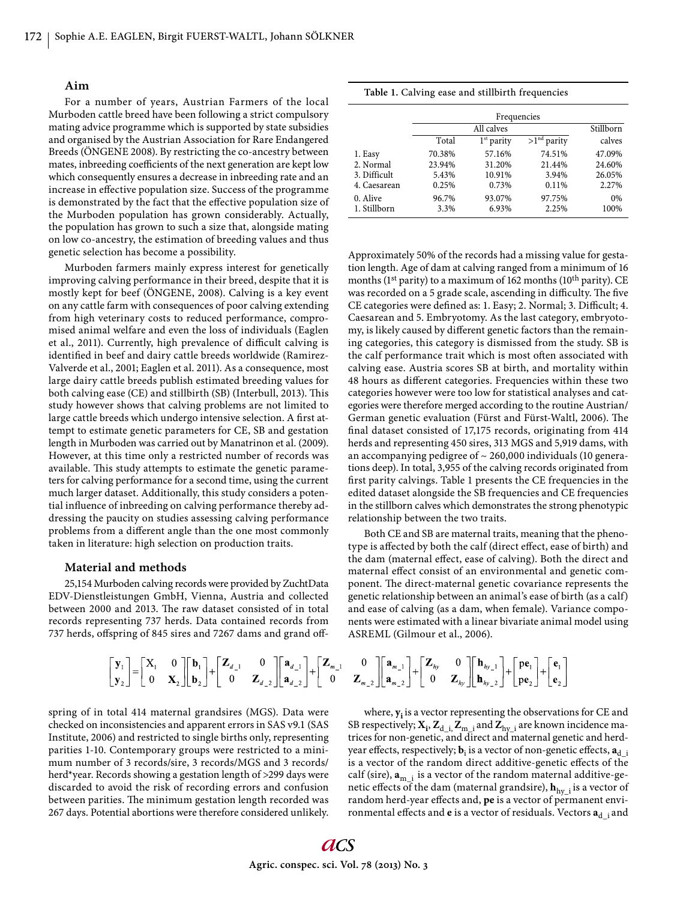### Aim

For a number of years, Austrian Farmers of the local Murboden cattle breed have been following a strict compulsory mating advice programme which is supported by state subsidies and organised by the Austrian Association for Rare Endangered Breeds (ÖNGENE 2008). By restricting the co-ancestry between mates, inbreeding coefficients of the next generation are kept low which consequently ensures a decrease in inbreeding rate and an increase in effective population size. Success of the programme is demonstrated by the fact that the effective population size of the Murboden population has grown considerably. Actually, the population has grown to such a size that, alongside mating on low co-ancestry, the estimation of breeding values and thus genetic selection has become a possibility.

Murboden farmers mainly express interest for genetically improving calving performance in their breed, despite that it is mostly kept for beef (ÖNGENE, 2008). Calving is a key event on any cattle farm with consequences of poor calving extending from high veterinary costs to reduced performance, compromised animal welfare and even the loss of individuals (Eaglen et al., 2011). Currently, high prevalence of difficult calving is identified in beef and dairy cattle breeds worldwide (Ramirez-Valverde et al., 2001; Eaglen et al. 2011). As a consequence, most large dairy cattle breeds publish estimated breeding values for both calving ease (CE) and stillbirth (SB) (Interbull, 2013). This study however shows that calving problems are not limited to large cattle breeds which undergo intensive selection. A first attempt to estimate genetic parameters for CE, SB and gestation length in Murboden was carried out by Manatrinon et al. (2009). However, at this time only a restricted number of records was available. This study attempts to estimate the genetic parameters for calving performance for a second time, using the current much larger dataset. Additionally, this study considers a potential influence of inbreeding on calving performance thereby addressing the paucity on studies assessing calving performance problems from a different angle than the one most commonly taken in literature: high selection on production traits.

### Material and methods

25,154 Murboden calving records were provided by ZuchtData EDV-Dienstleistungen GmbH, Vienna, Austria and collected between 2000 and 2013. The raw dataset consisted of in total records representing 737 herds. Data contained records from 737 herds, offspring of 845 sires and 7267 dams and grand offspring of in total 414 maternal grandsires (MGS). Data were checked on inconsistencies and apparent errors in SAS v9.1 (SAS Institute, 2006) and restricted to single births only, representing parities 1-10. Contemporary groups were restricted to a minimum number of 3 records/sire, 3 records/MGS and 3 records/herd*year. Records showing a gestation length of >299 days were discarded to avoid the risk of recording errors and confusion between parities. The minimum gestation length recorded was 267 days. Potential abortions were therefore considered unlikely.

**Table 1.** Calving ease and stillbirth frequencies

| | Frequencies | | | |
|---|---|---|---|---|
| | All calves | | | Stillborn |
| | Total | 1st parity | >1nd parity | calves |
| 1. Easy | 70.38% | 57.16% | 74.51% | 47.09% |
| 2. Normal | 23.94% | 31.20% | 21.44% | 24.60% |
| 3. Difficult | 5.43% | 10.91% | 3.94% | 26.05% |
| 4. Caesarean | 0.25% | 0.73% | 0.11% | 2.27% |
| 0. Alive | 96.7% | 93.07% | 97.75% | 0% |
| 1. Stillborn | 3.3% | 6.93% | 2.25% | 100% |

Approximately 50% of the records had a missing value for gestation length. Age of dam at calving ranged from a minimum of 16 months (1st parity) to a maximum of 162 months (10th parity). CE was recorded on a 5 grade scale, ascending in difficulty. The five CE categories were defined as: 1. Easy; 2. Normal; 3. Difficult; 4. Caesarean and 5. Embryotomy. As the last category, embryotomy, is likely caused by different genetic factors than the remaining categories, this category is dismissed from the study. SB is the calf performance trait which is most often associated with calving ease. Austria scores SB at birth, and mortality within 48 hours as different categories. Frequencies within these two categories however were too low for statistical analyses and categories were therefore merged according to the routine Austrian/German genetic evaluation (Fürst and Fürst-Waltl, 2006). The final dataset consisted of 17,175 records, originating from 414 herds and representing 450 sires, 313 MGS and 5,919 dams, with an accompanying pedigree of ~ 260,000 individuals (10 generations deep). In total, 3,955 of the calving records originated from first parity calvings. Table 1 presents the CE frequencies in the edited dataset alongside the SB frequencies and CE frequencies in the stillborn calves which demonstrates the strong phenotypic relationship between the two traits.

Both CE and SB are maternal traits, meaning that the phenotype is affected by both the calf (direct effect, ease of birth) and the dam (maternal effect, ease of calving). Both the direct and maternal effect consist of an environmental and genetic component. The direct-maternal genetic covariance represents the genetic relationship between an animal's ease of birth (as a calf) and ease of calving (as a dam, when female). Variance components were estimated with a linear bivariate animal model using ASREML (Gilmour et al., 2006).

$$\begin{bmatrix}\mathbf{y}_1\\ \mathbf{y}_2\end{bmatrix}=\begin{bmatrix}\mathrm{X}_1 & 0\\ 0 & \mathbf{X}_2\end{bmatrix}\begin{bmatrix}\mathbf{b}_1\\ \mathbf{b}_2\end{bmatrix}+\begin{bmatrix}\mathbf{Z}_{d\_1} & 0\\ 0 & \mathbf{Z}_{d\_2}\end{bmatrix}\begin{bmatrix}\mathbf{a}_{d\_1}\\ \mathbf{a}_{d\_2}\end{bmatrix}+\begin{bmatrix}\mathbf{Z}_{m\_1} & 0\\ 0 & \mathbf{Z}_{m\_2}\end{bmatrix}\begin{bmatrix}\mathbf{a}_{m\_1}\\ \mathbf{a}_{m\_2}\end{bmatrix}+\begin{bmatrix}\mathbf{Z}_{hy} & 0\\ 0 & \mathbf{Z}_{hy}\end{bmatrix}\begin{bmatrix}\mathbf{h}_{hy\_1}\\ \mathbf{h}_{hy\_2}\end{bmatrix}+\begin{bmatrix}\mathbf{pe}_1\\ \mathbf{pe}_2\end{bmatrix}+\begin{bmatrix}\mathbf{e}_1\\ \mathbf{e}_2\end{bmatrix}$$

where, $\mathbf{y_i}$ is a vector representing the observations for CE and SB respectively; $\mathbf{X_i}$, $\mathbf{Z}_{d\_i}$, $\mathbf{Z}_{m\_i}$ and $\mathbf{Z}_{hy\_i}$ are known incidence matrices for non-genetic, and direct and maternal genetic and herd-year effects, respectively; $\mathbf{b}_i$ is a vector of non-genetic effects, $\mathbf{a}_{d\_i}$ is a vector of the random direct additive-genetic effects of the calf (sire), $\mathbf{a}_{m\_i}$ is a vector of the random maternal additive-genetic effects of the dam (maternal grandsire), $\mathbf{h}_{hy\_i}$ is a vector of random herd-year effects and, $\mathbf{pe}$ is a vector of permanent environmental effects and $\mathbf{e}$ is a vector of residuals. Vectors $\mathbf{a}_{d\_i}$ and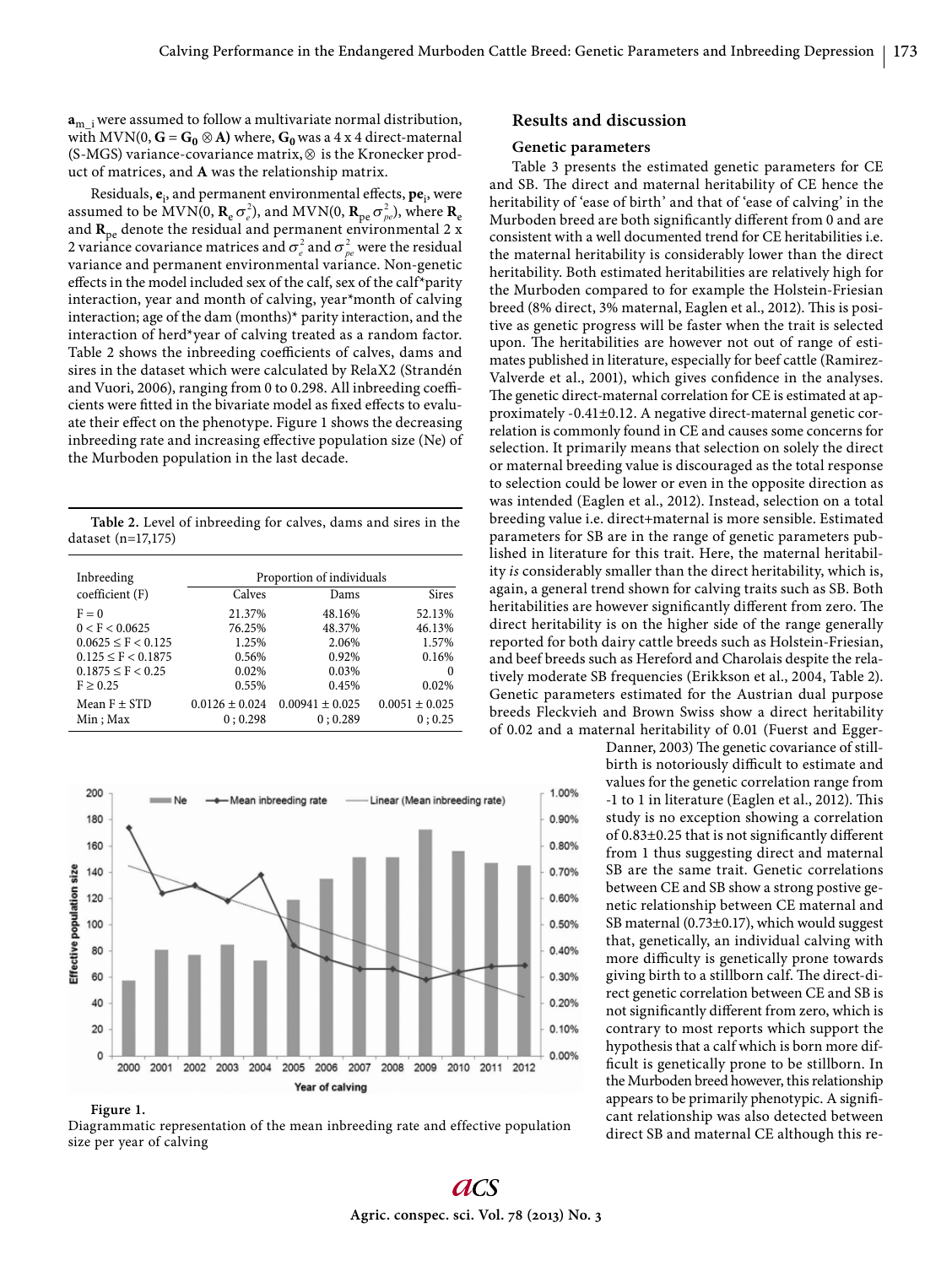$\mathbf{a}_{m\_i}$ were assumed to follow a multivariate normal distribution, with MVN(0, $\mathbf{G} = \mathbf{G_0} \otimes \mathbf{A}$) where, $\mathbf{G_0}$ was a 4 x 4 direct-maternal (S-MGS) variance-covariance matrix, $\otimes$ is the Kronecker product of matrices, and **A** was the relationship matrix.

Residuals, $\mathbf{e}_i$, and permanent environmental effects, $\mathbf{pe}_i$, were assumed to be MVN(0, $\mathbf{R}_e \sigma_e^2$), and MVN(0, $\mathbf{R}_{pe} \sigma_{pe}^2$), where $\mathbf{R}_e$ and $\mathbf{R}_{pe}$ denote the residual and permanent environmental 2 x 2 variance covariance matrices and $\sigma_e^2$ and $\sigma_{pe}^2$ were the residual variance and permanent environmental variance. Non-genetic effects in the model included sex of the calf, sex of the calf*parity interaction, year and month of calving, year*month of calving interaction; age of the dam (months)* parity interaction, and the interaction of herd*year of calving treated as a random factor. Table 2 shows the inbreeding coefficients of calves, dams and sires in the dataset which were calculated by RelaX2 (Strandén and Vuori, 2006), ranging from 0 to 0.298. All inbreeding coefficients were fitted in the bivariate model as fixed effects to evaluate their effect on the phenotype. Figure 1 shows the decreasing inbreeding rate and increasing effective population size (Ne) of the Murboden population in the last decade.

**Table 2.** Level of inbreeding for calves, dams and sires in the dataset (n=17,175)

| Inbreeding coefficient (F) | Proportion of individuals | | |
|---|---|---|---|
| | Calves | Dams | Sires |
| F = 0 | 21.37% | 48.16% | 52.13% |
| 0 < F < 0.0625 | 76.25% | 48.37% | 46.13% |
| 0.0625 ≤ F < 0.125 | 1.25% | 2.06% | 1.57% |
| 0.125 ≤ F < 0.1875 | 0.56% | 0.92% | 0.16% |
| 0.1875 ≤ F < 0.25 | 0.02% | 0.03% | 0 |
| F ≥ 0.25 | 0.55% | 0.45% | 0.02% |
| Mean F ± STD | 0.0126 ± 0.024 | 0.00941 ± 0.025 | 0.0051 ± 0.025 |
| Min ; Max | 0 ; 0.298 | 0 ; 0.289 | 0 ; 0.25 |

**Figure 1.**
Diagrammatic representation of the mean inbreeding rate and effective population size per year of calving

## Results and discussion

### Genetic parameters

Table 3 presents the estimated genetic parameters for CE and SB. The direct and maternal heritability of CE hence the heritability of 'ease of birth' and that of 'ease of calving' in the Murboden breed are both significantly different from 0 and are consistent with a well documented trend for CE heritabilities i.e. the maternal heritability is considerably lower than the direct heritability. Both estimated heritabilities are relatively high for the Murboden compared to for example the Holstein-Friesian breed (8% direct, 3% maternal, Eaglen et al., 2012). This is positive as genetic progress will be faster when the trait is selected upon. The heritabilities are however not out of range of estimates published in literature, especially for beef cattle (Ramirez-Valverde et al., 2001), which gives confidence in the analyses. The genetic direct-maternal correlation for CE is estimated at approximately -0.41±0.12. A negative direct-maternal genetic correlation is commonly found in CE and causes some concerns for selection. It primarily means that selection on solely the direct or maternal breeding value is discouraged as the total response to selection could be lower or even in the opposite direction as was intended (Eaglen et al., 2012). Instead, selection on a total breeding value i.e. direct+maternal is more sensible. Estimated parameters for SB are in the range of genetic parameters published in literature for this trait. Here, the maternal heritability *is* considerably smaller than the direct heritability, which is, again, a general trend shown for calving traits such as SB. Both heritabilities are however significantly different from zero. The direct heritability is on the higher side of the range generally reported for both dairy cattle breeds such as Holstein-Friesian, and beef breeds such as Hereford and Charolais despite the relatively moderate SB frequencies (Erikkson et al., 2004, Table 2). Genetic parameters estimated for the Austrian dual purpose breeds Fleckvieh and Brown Swiss show a direct heritability of 0.02 and a maternal heritability of 0.01 (Fuerst and Egger-Danner, 2003) The genetic covariance of stillbirth is notoriously difficult to estimate and values for the genetic correlation range from -1 to 1 in literature (Eaglen et al., 2012). This study is no exception showing a correlation of 0.83±0.25 that is not significantly different from 1 thus suggesting direct and maternal SB are the same trait. Genetic correlations between CE and SB show a strong postive genetic relationship between CE maternal and SB maternal (0.73±0.17), which would suggest that, genetically, an individual calving with more difficulty is genetically prone towards giving birth to a stillborn calf. The direct-direct genetic correlation between CE and SB is not significantly different from zero, which is contrary to most reports which support the hypothesis that a calf which is born more difficult is genetically prone to be stillborn. In the Murboden breed however, this relationship appears to be primarily phenotypic. A significant relationship was also detected between direct SB and maternal CE although this re-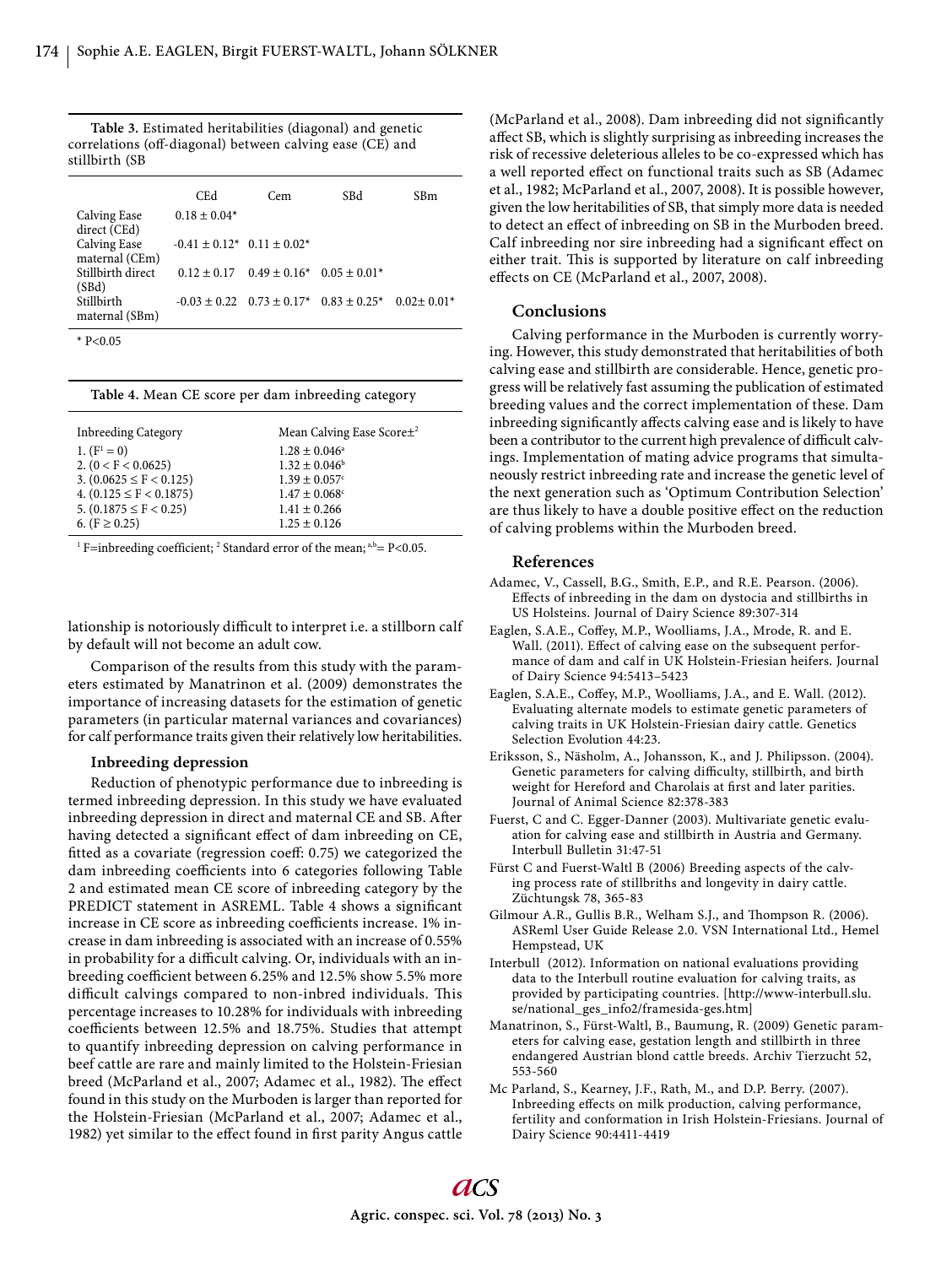**Table 3.** Estimated heritabilities (diagonal) and genetic correlations (off-diagonal) between calving ease (CE) and stillbirth (SB

| | CEd | Cem | SBd | SBm |
|---|---|---|---|---|
| Calving Ease direct (CEd) | 0.18 ± 0.04* | | | |
| Calving Ease maternal (CEm) | -0.41 ± 0.12* | 0.11 ± 0.02* | | |
| Stillbirth direct (SBd) | 0.12 ± 0.17 | 0.49 ± 0.16* | 0.05 ± 0.01* | |
| Stillbirth maternal (SBm) | -0.03 ± 0.22 | 0.73 ± 0.17* | 0.83 ± 0.25* | 0.02± 0.01* |

* P<0.05

**Table 4.** Mean CE score per dam inbreeding category

| Inbreeding Category | Mean Calving Ease Score±[2] |
|---|---|
| 1. ($F^1 = 0$) | 1.28 ± 0.046[a] |
| 2. ($0 < F < 0.0625$) | 1.32 ± 0.046[b] |
| 3. ($0.0625 \leq F < 0.125$) | 1.39 ± 0.057[c] |
| 4. ($0.125 \leq F < 0.1875$) | 1.47 ± 0.068[c] |
| 5. ($0.1875 \leq F < 0.25$) | 1.41 ± 0.266 |
| 6. ($F \geq 0.25$) | 1.25 ± 0.126 |

[1] F=inbreeding coefficient; [2] Standard error of the mean; [a,b]= P<0.05.

lationship is notoriously difficult to interpret i.e. a stillborn calf by default will not become an adult cow.

Comparison of the results from this study with the parameters estimated by Manatrinon et al. (2009) demonstrates the importance of increasing datasets for the estimation of genetic parameters (in particular maternal variances and covariances) for calf performance traits given their relatively low heritabilities.

### Inbreeding depression

Reduction of phenotypic performance due to inbreeding is termed inbreeding depression. In this study we have evaluated inbreeding depression in direct and maternal CE and SB. After having detected a significant effect of dam inbreeding on CE, fitted as a covariate (regression coeff: 0.75) we categorized the dam inbreeding coefficients into 6 categories following Table 2 and estimated mean CE score of inbreeding category by the PREDICT statement in ASREML. Table 4 shows a significant increase in CE score as inbreeding coefficients increase. 1% increase in dam inbreeding is associated with an increase of 0.55% in probability for a difficult calving. Or, individuals with an inbreeding coefficient between 6.25% and 12.5% show 5.5% more difficult calvings compared to non-inbred individuals. This percentage increases to 10.28% for individuals with inbreeding coefficients between 12.5% and 18.75%. Studies that attempt to quantify inbreeding depression on calving performance in beef cattle are rare and mainly limited to the Holstein-Friesian breed (McParland et al., 2007; Adamec et al., 1982). The effect found in this study on the Murboden is larger than reported for the Holstein-Friesian (McParland et al., 2007; Adamec et al., 1982) yet similar to the effect found in first parity Angus cattle (McParland et al., 2008). Dam inbreeding did not significantly affect SB, which is slightly surprising as inbreeding increases the risk of recessive deleterious alleles to be co-expressed which has a well reported effect on functional traits such as SB (Adamec et al., 1982; McParland et al., 2007, 2008). It is possible however, given the low heritabilities of SB, that simply more data is needed to detect an effect of inbreeding on SB in the Murboden breed. Calf inbreeding nor sire inbreeding had a significant effect on either trait. This is supported by literature on calf inbreeding effects on CE (McParland et al., 2007, 2008).

## Conclusions

Calving performance in the Murboden is currently worrying. However, this study demonstrated that heritabilities of both calving ease and stillbirth are considerable. Hence, genetic progress will be relatively fast assuming the publication of estimated breeding values and the correct implementation of these. Dam inbreeding significantly affects calving ease and is likely to have been a contributor to the current high prevalence of difficult calvings. Implementation of mating advice programs that simultaneously restrict inbreeding rate and increase the genetic level of the next generation such as 'Optimum Contribution Selection' are thus likely to have a double positive effect on the reduction of calving problems within the Murboden breed.

## References

Adamec, V., Cassell, B.G., Smith, E.P., and R.E. Pearson. (2006). Effects of inbreeding in the dam on dystocia and stillbirths in US Holsteins. Journal of Dairy Science 89:307-314

Eaglen, S.A.E., Coffey, M.P., Woolliams, J.A., Mrode, R. and E. Wall. (2011). Effect of calving ease on the subsequent performance of dam and calf in UK Holstein-Friesian heifers. Journal of Dairy Science 94:5413–5423

Eaglen, S.A.E., Coffey, M.P., Woolliams, J.A., and E. Wall. (2012). Evaluating alternate models to estimate genetic parameters of calving traits in UK Holstein-Friesian dairy cattle. Genetics Selection Evolution 44:23.

Eriksson, S., Näsholm, A., Johansson, K., and J. Philipsson. (2004). Genetic parameters for calving difficulty, stillbirth, and birth weight for Hereford and Charolais at first and later parities. Journal of Animal Science 82:378-383

Fuerst, C and C. Egger-Danner (2003). Multivariate genetic evaluation for calving ease and stillbirth in Austria and Germany. Interbull Bulletin 31:47-51

Fürst C and Fuerst-Waltl B (2006) Breeding aspects of the calving process rate of stillbriths and longevity in dairy cattle. Züchtungsk 78, 365-83

Gilmour A.R., Gullis B.R., Welham S.J., and Thompson R. (2006). ASReml User Guide Release 2.0. VSN International Ltd., Hemel Hempstead, UK

Interbull (2012). Information on national evaluations providing data to the Interbull routine evaluation for calving traits, as provided by participating countries. [http://www-interbull.slu.se/national_ges_info2/framesida-ges.htm]

Manatrinon, S., Fürst-Waltl, B., Baumung, R. (2009) Genetic parameters for calving ease, gestation length and stillbirth in three endangered Austrian blond cattle breeds. Archiv Tierzucht 52, 553-560

Mc Parland, S., Kearney, J.F., Rath, M., and D.P. Berry. (2007). Inbreeding effects on milk production, calving performance, fertility and conformation in Irish Holstein-Friesians. Journal of Dairy Science 90:4411-4419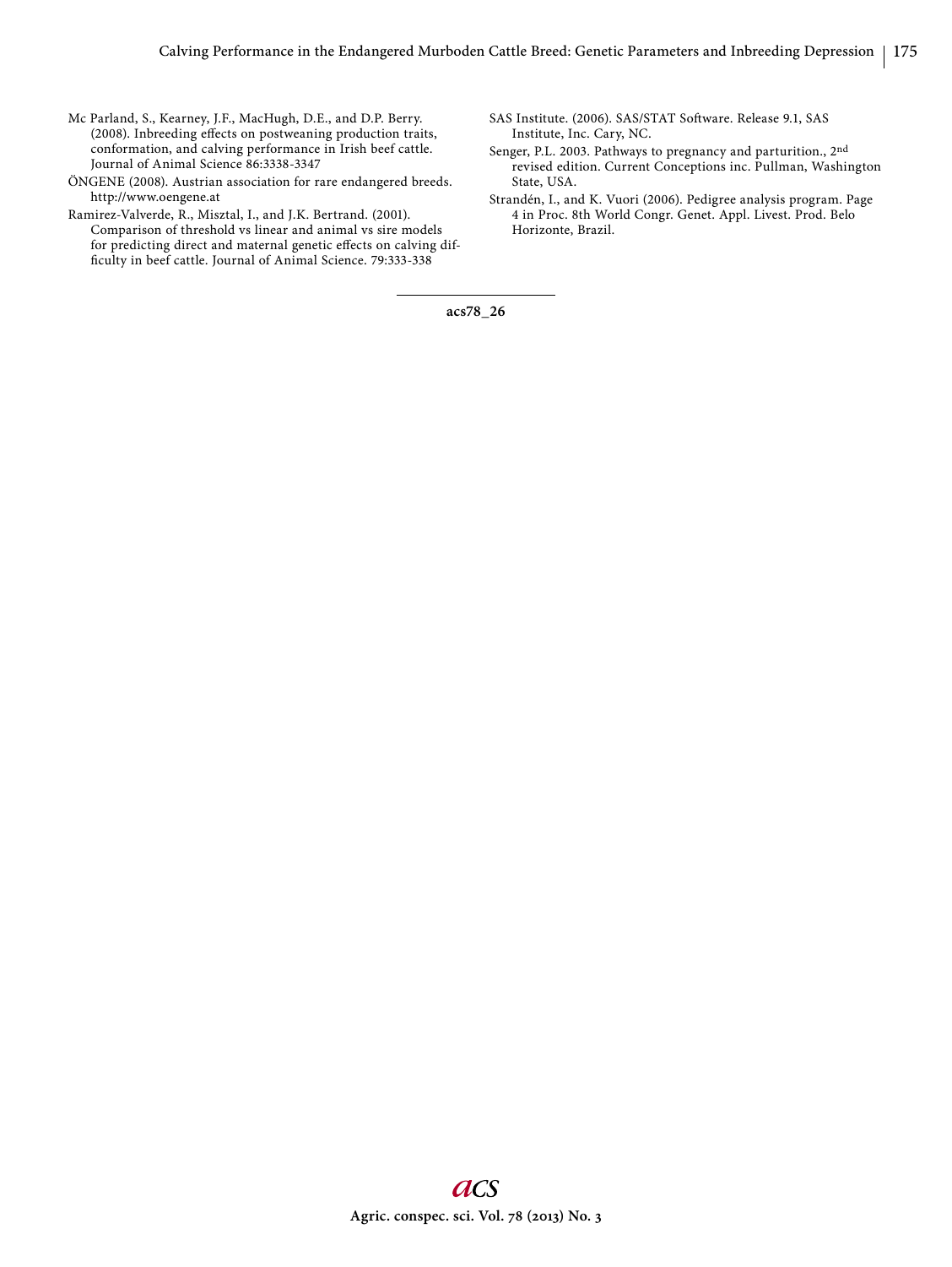Mc Parland, S., Kearney, J.F., MacHugh, D.E., and D.P. Berry. (2008). Inbreeding effects on postweaning production traits, conformation, and calving performance in Irish beef cattle. Journal of Animal Science 86:3338-3347

ÖNGENE (2008). Austrian association for rare endangered breeds. http://www.oengene.at

Ramirez-Valverde, R., Misztal, I., and J.K. Bertrand. (2001). Comparison of threshold vs linear and animal vs sire models for predicting direct and maternal genetic effects on calving difficulty in beef cattle. Journal of Animal Science. 79:333-338

SAS Institute. (2006). SAS/STAT Software. Release 9.1, SAS Institute, Inc. Cary, NC.

Senger, P.L. 2003. Pathways to pregnancy and parturition., 2nd revised edition. Current Conceptions inc. Pullman, Washington State, USA.

Strandén, I., and K. Vuori (2006). Pedigree analysis program. Page 4 in Proc. 8th World Congr. Genet. Appl. Livest. Prod. Belo Horizonte, Brazil.

**acs78_26**